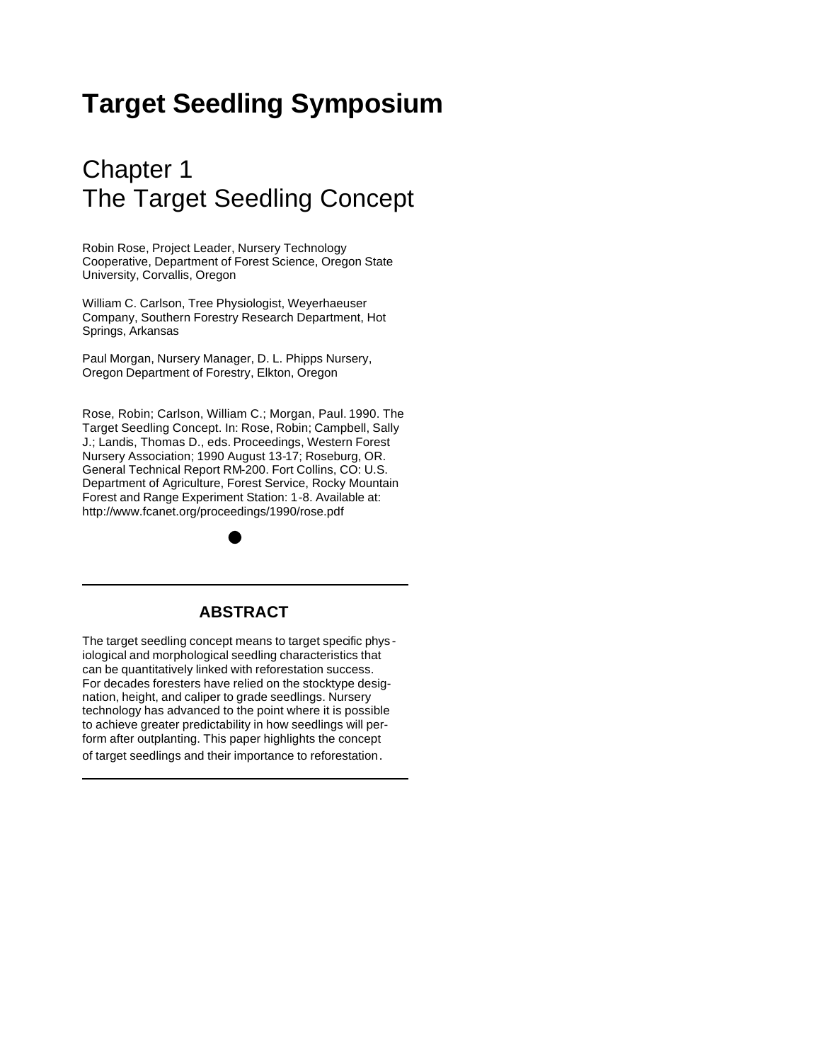# Target Seedling Symposium

## Chapter 1
## The Target Seedling Concept

Robin Rose, Project Leader, Nursery Technology Cooperative, Department of Forest Science, Oregon State University, Corvallis, Oregon

William C. Carlson, Tree Physiologist, Weyerhaeuser Company, Southern Forestry Research Department, Hot Springs, Arkansas

Paul Morgan, Nursery Manager, D. L. Phipps Nursery, Oregon Department of Forestry, Elkton, Oregon

Rose, Robin; Carlson, William C.; Morgan, Paul. 1990. The Target Seedling Concept. In: Rose, Robin; Campbell, Sally J.; Landis, Thomas D., eds. Proceedings, Western Forest Nursery Association; 1990 August 13-17; Roseburg, OR. General Technical Report RM-200. Fort Collins, CO: U.S. Department of Agriculture, Forest Service, Rocky Mountain Forest and Range Experiment Station: 1-8. Available at: http://www.fcanet.org/proceedings/1990/rose.pdf

---

### ABSTRACT

The target seedling concept means to target specific physiological and morphological seedling characteristics that can be quantitatively linked with reforestation success. For decades foresters have relied on the stocktype designation, height, and caliper to grade seedlings. Nursery technology has advanced to the point where it is possible to achieve greater predictability in how seedlings will perform after outplanting. This paper highlights the concept of target seedlings and their importance to reforestation.

---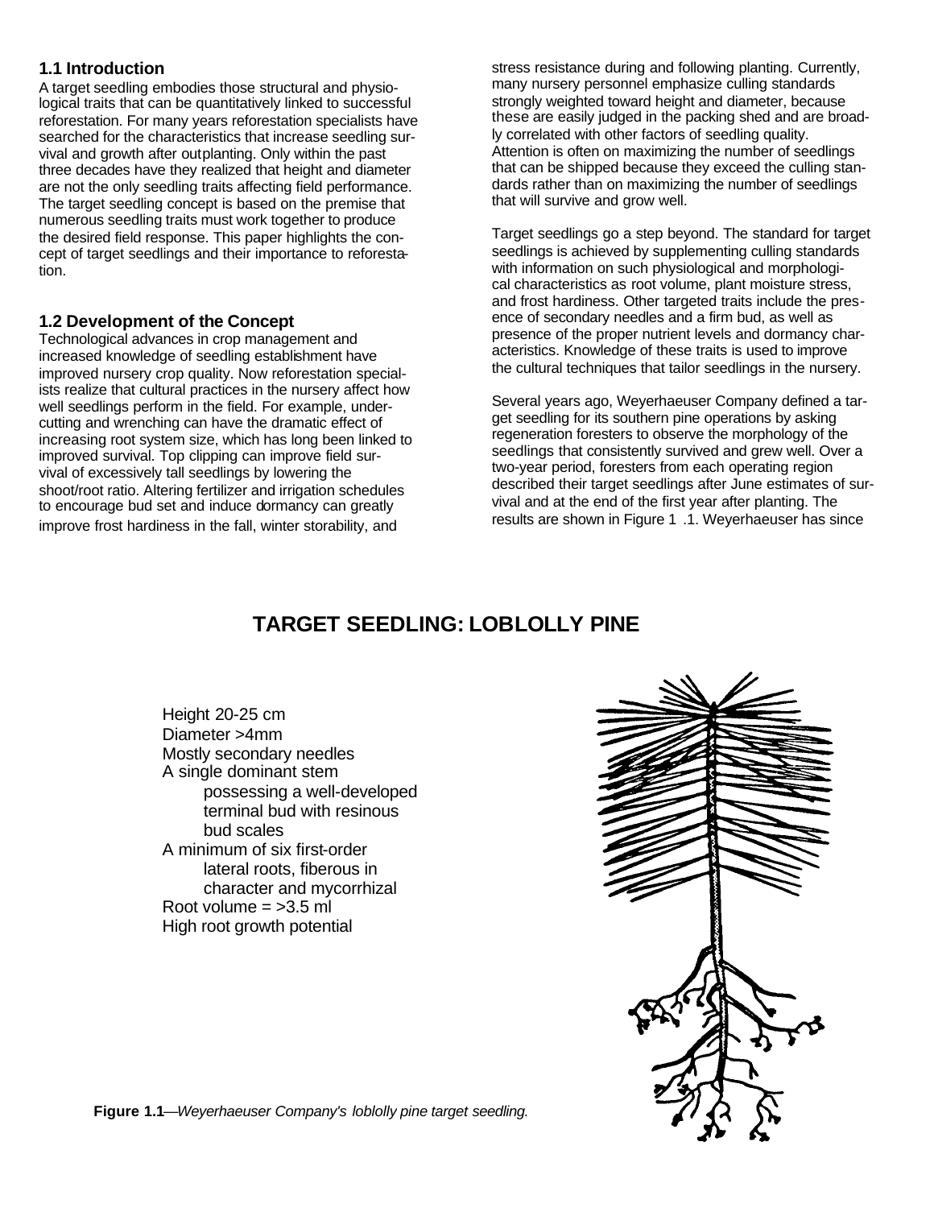## 1.1 Introduction

A target seedling embodies those structural and physiological traits that can be quantitatively linked to successful reforestation. For many years reforestation specialists have searched for the characteristics that increase seedling survival and growth after outplanting. Only within the past three decades have they realized that height and diameter are not the only seedling traits affecting field performance. The target seedling concept is based on the premise that numerous seedling traits must work together to produce the desired field response. This paper highlights the concept of target seedlings and their importance to reforestation.

## 1.2 Development of the Concept

Technological advances in crop management and increased knowledge of seedling establishment have improved nursery crop quality. Now reforestation specialists realize that cultural practices in the nursery affect how well seedlings perform in the field. For example, undercutting and wrenching can have the dramatic effect of increasing root system size, which has long been linked to improved survival. Top clipping can improve field survival of excessively tall seedlings by lowering the shoot/root ratio. Altering fertilizer and irrigation schedules to encourage bud set and induce dormancy can greatly improve frost hardiness in the fall, winter storability, and stress resistance during and following planting. Currently, many nursery personnel emphasize culling standards strongly weighted toward height and diameter, because these are easily judged in the packing shed and are broadly correlated with other factors of seedling quality. Attention is often on maximizing the number of seedlings that can be shipped because they exceed the culling standards rather than on maximizing the number of seedlings that will survive and grow well.

Target seedlings go a step beyond. The standard for target seedlings is achieved by supplementing culling standards with information on such physiological and morphological characteristics as root volume, plant moisture stress, and frost hardiness. Other targeted traits include the presence of secondary needles and a firm bud, as well as presence of the proper nutrient levels and dormancy characteristics. Knowledge of these traits is used to improve the cultural techniques that tailor seedlings in the nursery.

Several years ago, Weyerhaeuser Company defined a target seedling for its southern pine operations by asking regeneration foresters to observe the morphology of the seedlings that consistently survived and grew well. Over a two-year period, foresters from each operating region described their target seedlings after June estimates of survival and at the end of the first year after planting. The results are shown in Figure 1 .1. Weyerhaeuser has since

**TARGET SEEDLING: LOBLOLLY PINE**

Height 20-25 cm
Diameter >4mm
Mostly secondary needles
A single dominant stem
possessing a well-developed terminal bud with resinous bud scales
A minimum of six first-order lateral roots, fiberous in character and mycorrhizal
Root volume = >3.5 ml
High root growth potential

**Figure 1.1**—*Weyerhaeuser Company's loblolly pine target seedling.*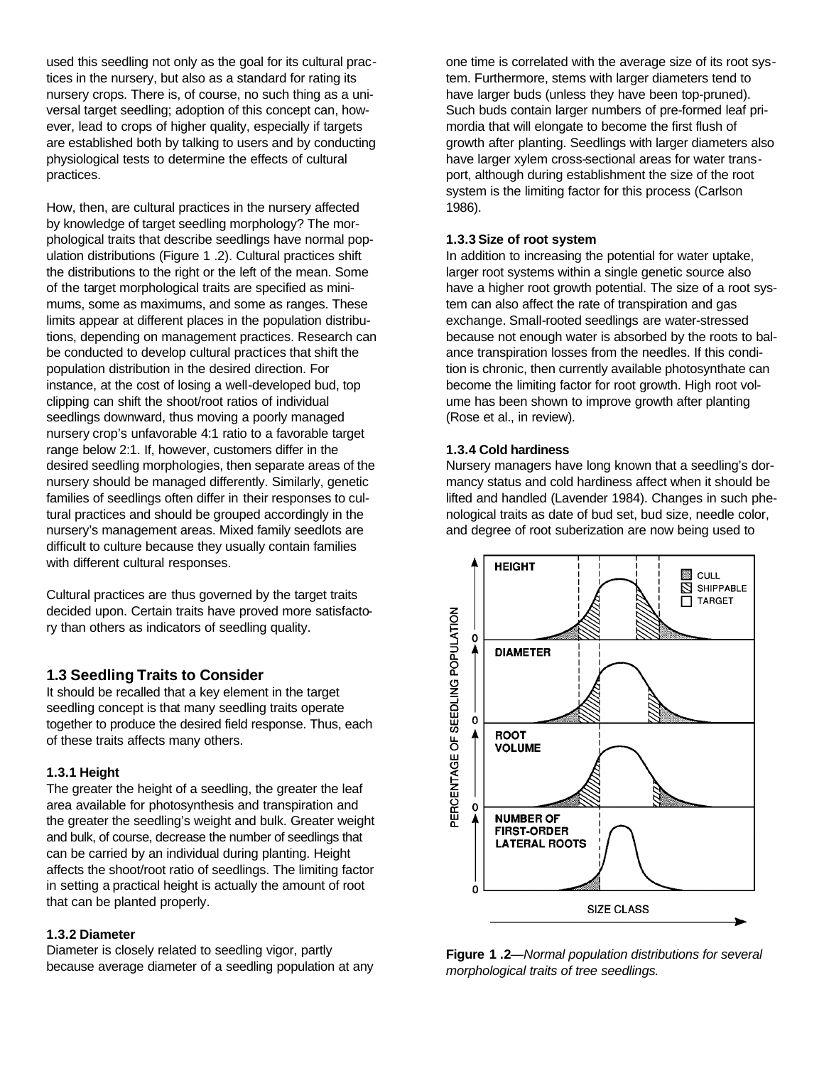used this seedling not only as the goal for its cultural practices in the nursery, but also as a standard for rating its nursery crops. There is, of course, no such thing as a universal target seedling; adoption of this concept can, however, lead to crops of higher quality, especially if targets are established both by talking to users and by conducting physiological tests to determine the effects of cultural practices.

How, then, are cultural practices in the nursery affected by knowledge of target seedling morphology? The morphological traits that describe seedlings have normal population distributions (Figure 1 .2). Cultural practices shift the distributions to the right or the left of the mean. Some of the target morphological traits are specified as minimums, some as maximums, and some as ranges. These limits appear at different places in the population distributions, depending on management practices. Research can be conducted to develop cultural practices that shift the population distribution in the desired direction. For instance, at the cost of losing a well-developed bud, top clipping can shift the shoot/root ratios of individual seedlings downward, thus moving a poorly managed nursery crop's unfavorable 4:1 ratio to a favorable target range below 2:1. If, however, customers differ in the desired seedling morphologies, then separate areas of the nursery should be managed differently. Similarly, genetic families of seedlings often differ in their responses to cultural practices and should be grouped accordingly in the nursery's management areas. Mixed family seedlots are difficult to culture because they usually contain families with different cultural responses.

Cultural practices are thus governed by the target traits decided upon. Certain traits have proved more satisfactory than others as indicators of seedling quality.

## 1.3 Seedling Traits to Consider

It should be recalled that a key element in the target seedling concept is that many seedling traits operate together to produce the desired field response. Thus, each of these traits affects many others.

#### 1.3.1 Height

The greater the height of a seedling, the greater the leaf area available for photosynthesis and transpiration and the greater the seedling's weight and bulk. Greater weight and bulk, of course, decrease the number of seedlings that can be carried by an individual during planting. Height affects the shoot/root ratio of seedlings. The limiting factor in setting a practical height is actually the amount of root that can be planted properly.

#### 1.3.2 Diameter

Diameter is closely related to seedling vigor, partly because average diameter of a seedling population at any one time is correlated with the average size of its root system. Furthermore, stems with larger diameters tend to have larger buds (unless they have been top-pruned). Such buds contain larger numbers of pre-formed leaf primordia that will elongate to become the first flush of growth after planting. Seedlings with larger diameters also have larger xylem cross-sectional areas for water transport, although during establishment the size of the root system is the limiting factor for this process (Carlson 1986).

#### 1.3.3 Size of root system

In addition to increasing the potential for water uptake, larger root systems within a single genetic source also have a higher root growth potential. The size of a root system can also affect the rate of transpiration and gas exchange. Small-rooted seedlings are water-stressed because not enough water is absorbed by the roots to balance transpiration losses from the needles. If this condition is chronic, then currently available photosynthate can become the limiting factor for root growth. High root volume has been shown to improve growth after planting (Rose et al., in review).

#### 1.3.4 Cold hardiness

Nursery managers have long known that a seedling's dormancy status and cold hardiness affect when it should be lifted and handled (Lavender 1984). Changes in such phenological traits as date of bud set, bud size, needle color, and degree of root suberization are now being used to

**Figure 1 .2**—*Normal population distributions for several morphological traits of tree seedlings.*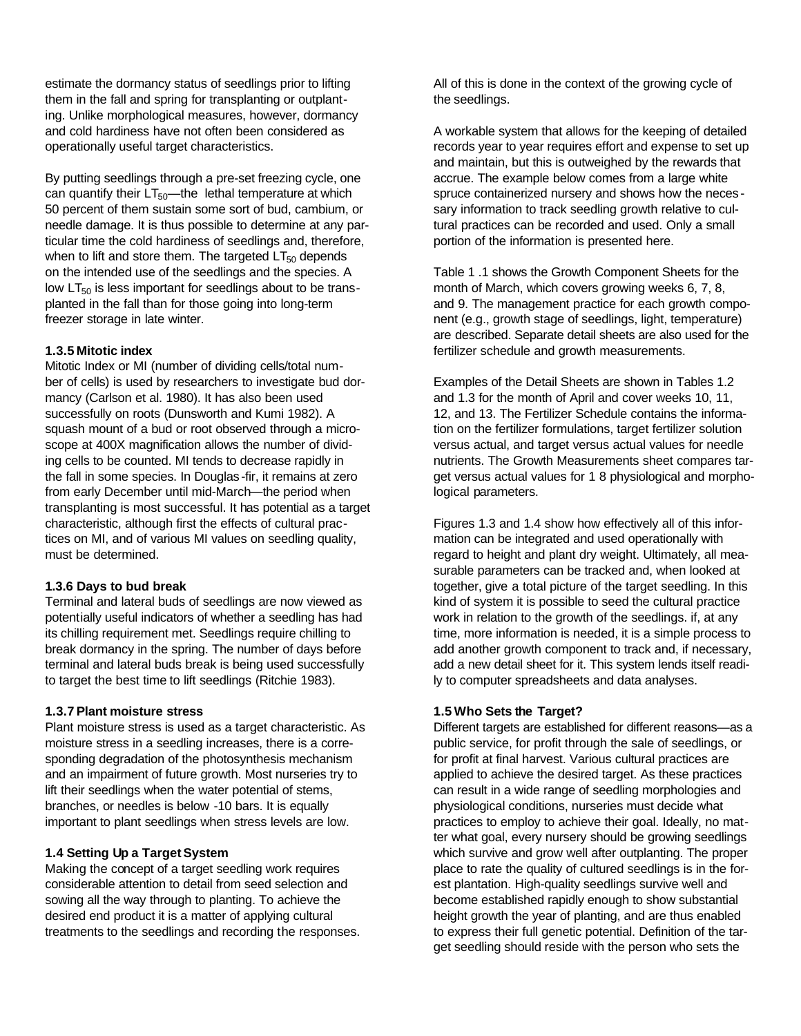estimate the dormancy status of seedlings prior to lifting them in the fall and spring for transplanting or outplanting. Unlike morphological measures, however, dormancy and cold hardiness have not often been considered as operationally useful target characteristics.

By putting seedlings through a pre-set freezing cycle, one can quantify their $LT_{50}$—the lethal temperature at which 50 percent of them sustain some sort of bud, cambium, or needle damage. It is thus possible to determine at any particular time the cold hardiness of seedlings and, therefore, when to lift and store them. The targeted $LT_{50}$ depends on the intended use of the seedlings and the species. A low $LT_{50}$ is less important for seedlings about to be transplanted in the fall than for those going into long-term freezer storage in late winter.

### 1.3.5 Mitotic index

Mitotic Index or MI (number of dividing cells/total number of cells) is used by researchers to investigate bud dormancy (Carlson et al. 1980). It has also been used successfully on roots (Dunsworth and Kumi 1982). A squash mount of a bud or root observed through a microscope at 400X magnification allows the number of dividing cells to be counted. MI tends to decrease rapidly in the fall in some species. In Douglas-fir, it remains at zero from early December until mid-March—the period when transplanting is most successful. It has potential as a target characteristic, although first the effects of cultural practices on MI, and of various MI values on seedling quality, must be determined.

### 1.3.6 Days to bud break

Terminal and lateral buds of seedlings are now viewed as potentially useful indicators of whether a seedling has had its chilling requirement met. Seedlings require chilling to break dormancy in the spring. The number of days before terminal and lateral buds break is being used successfully to target the best time to lift seedlings (Ritchie 1983).

### 1.3.7 Plant moisture stress

Plant moisture stress is used as a target characteristic. As moisture stress in a seedling increases, there is a corresponding degradation of the photosynthesis mechanism and an impairment of future growth. Most nurseries try to lift their seedlings when the water potential of stems, branches, or needles is below -10 bars. It is equally important to plant seedlings when stress levels are low.

## 1.4 Setting Up a Target System

Making the concept of a target seedling work requires considerable attention to detail from seed selection and sowing all the way through to planting. To achieve the desired end product it is a matter of applying cultural treatments to the seedlings and recording the responses. All of this is done in the context of the growing cycle of the seedlings.

A workable system that allows for the keeping of detailed records year to year requires effort and expense to set up and maintain, but this is outweighed by the rewards that accrue. The example below comes from a large white spruce containerized nursery and shows how the necessary information to track seedling growth relative to cultural practices can be recorded and used. Only a small portion of the information is presented here.

Table 1.1 shows the Growth Component Sheets for the month of March, which covers growing weeks 6, 7, 8, and 9. The management practice for each growth component (e.g., growth stage of seedlings, light, temperature) are described. Separate detail sheets are also used for the fertilizer schedule and growth measurements.

Examples of the Detail Sheets are shown in Tables 1.2 and 1.3 for the month of April and cover weeks 10, 11, 12, and 13. The Fertilizer Schedule contains the information on the fertilizer formulations, target fertilizer solution versus actual, and target versus actual values for needle nutrients. The Growth Measurements sheet compares target versus actual values for 18 physiological and morphological parameters.

Figures 1.3 and 1.4 show how effectively all of this information can be integrated and used operationally with regard to height and plant dry weight. Ultimately, all measurable parameters can be tracked and, when looked at together, give a total picture of the target seedling. In this kind of system it is possible to seed the cultural practice work in relation to the growth of the seedlings. if, at any time, more information is needed, it is a simple process to add another growth component to track and, if necessary, add a new detail sheet for it. This system lends itself readily to computer spreadsheets and data analyses.

## 1.5 Who Sets the Target?

Different targets are established for different reasons—as a public service, for profit through the sale of seedlings, or for profit at final harvest. Various cultural practices are applied to achieve the desired target. As these practices can result in a wide range of seedling morphologies and physiological conditions, nurseries must decide what practices to employ to achieve their goal. Ideally, no matter what goal, every nursery should be growing seedlings which survive and grow well after outplanting. The proper place to rate the quality of cultured seedlings is in the forest plantation. High-quality seedlings survive well and become established rapidly enough to show substantial height growth the year of planting, and are thus enabled to express their full genetic potential. Definition of the target seedling should reside with the person who sets the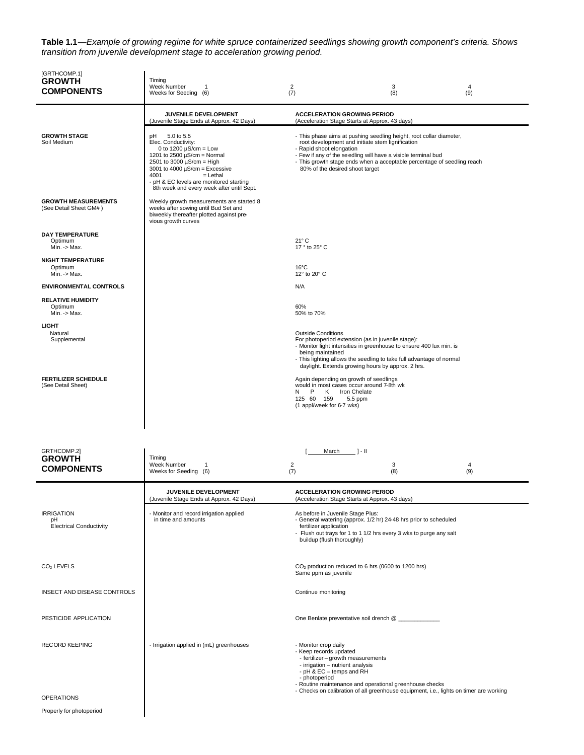**Table 1.1**—*Example of growing regime for white spruce containerized seedlings showing growth component's criteria. Shows transition from juvenile development stage to acceleration growing period.*

| [GRTHCOMP.1] **GROWTH COMPONENTS** | Timing Week Number 1 Weeks for Seeding (6) | 2 (7) | 3 (8) | 4 (9) |
|---|---|---|---|---|
| | **JUVENILE DEVELOPMENT** (Juvenile Stage Ends at Approx. 42 Days) | **ACCELERATION GROWING PERIOD** (Acceleration Stage Starts at Approx. 43 days) | | |
| **GROWTH STAGE** Soil Medium | pH 5.0 to 5.5<br>Elec. Conductivity:<br>0 to 1200 µS/cm = Low<br>1201 to 2500 µS/cm = Normal<br>2501 to 3000 µS/cm = High<br>3001 to 4000 µS/cm = Excessive<br>4001 = Lethal<br>- pH & EC levels are monitored starting 8th week and every week after until Sept. | - This phase aims at pushing seedling height, root collar diameter, root development and initiate stem lignification<br>- Rapid shoot elongation<br>- Few if any of the seedling will have a visible terminal bud<br>- This growth stage ends when a acceptable percentage of seedling reach 80% of the desired shoot target | | |
| **GROWTH MEASUREMENTS** (See Detail Sheet GM#) | Weekly growth measurements are started 8 weeks after sowing until Bud Set and biweekly thereafter plotted against previous growth curves | | | |
| **DAY TEMPERATURE** Optimum Min. -> Max. | | 21° C<br>17 ° to 25° C | | |
| **NIGHT TEMPERATURE** Optimum Min. -> Max. | | 16°C<br>12° to 20° C | | |
| **ENVIRONMENTAL CONTROLS** | | N/A | | |
| **RELATIVE HUMIDITY** Optimum Min. -> Max. | | 60%<br>50% to 70% | | |
| **LIGHT** Natural Supplemental | | Outside Conditions<br>For photoperiod extension (as in juvenile stage):<br>- Monitor light intensities in greenhouse to ensure 400 lux min. is being maintained<br>- This lighting allows the seedling to take full advantage of normal daylight. Extends growing hours by approx. 2 hrs. | | |
| **FERTILIZER SCHEDULE** (See Detail Sheet) | | Again depending on growth of seedlings would in most cases occur around 7-8th wk<br>N P K Iron Chelate<br>125 60 159 5.5 ppm<br>(1 appl/week for 6-7 wks) | | |

| GRTHCOMP.2] **GROWTH COMPONENTS** | Timing Week Number 1 Weeks for Seeding (6) | [ March ] - II 2 (7) | 3 (8) | 4 (9) |
|---|---|---|---|---|
| | **JUVENILE DEVELOPMENT** (Juvenile Stage Ends at Approx. 42 Days) | **ACCELERATION GROWING PERIOD** (Acceleration Stage Starts at Approx. 43 days) | | |
| IRRIGATION pH Electrical Conductivity | - Monitor and record irrigation applied in time and amounts | As before in Juvenile Stage Plus:<br>- General watering (approx. 1/2 hr) 24-48 hrs prior to scheduled fertilizer application<br>- Flush out trays for 1 to 1 1/2 hrs every 3 wks to purge any salt buildup (flush thoroughly) | | |
| $CO_2$ LEVELS | | $CO_2$ production reduced to 6 hrs (0600 to 1200 hrs)<br>Same ppm as juvenile | | |
| INSECT AND DISEASE CONTROLS | | Continue monitoring | | |
| PESTICIDE APPLICATION | | One Benlate preventative soil drench @ ____________ | | |
| RECORD KEEPING | - Irrigation applied in (mL) greenhouses | - Monitor crop daily<br>- Keep records updated<br>- fertilizer – growth measurements<br>- irrigation – nutrient analysis<br>- pH & EC – temps and RH<br>- photoperiod | | |
| OPERATIONS<br>Properly for photoperiod | | - Routine maintenance and operational greenhouse checks<br>- Checks on calibration of all greenhouse equipment, i.e., lights on timer are working | | |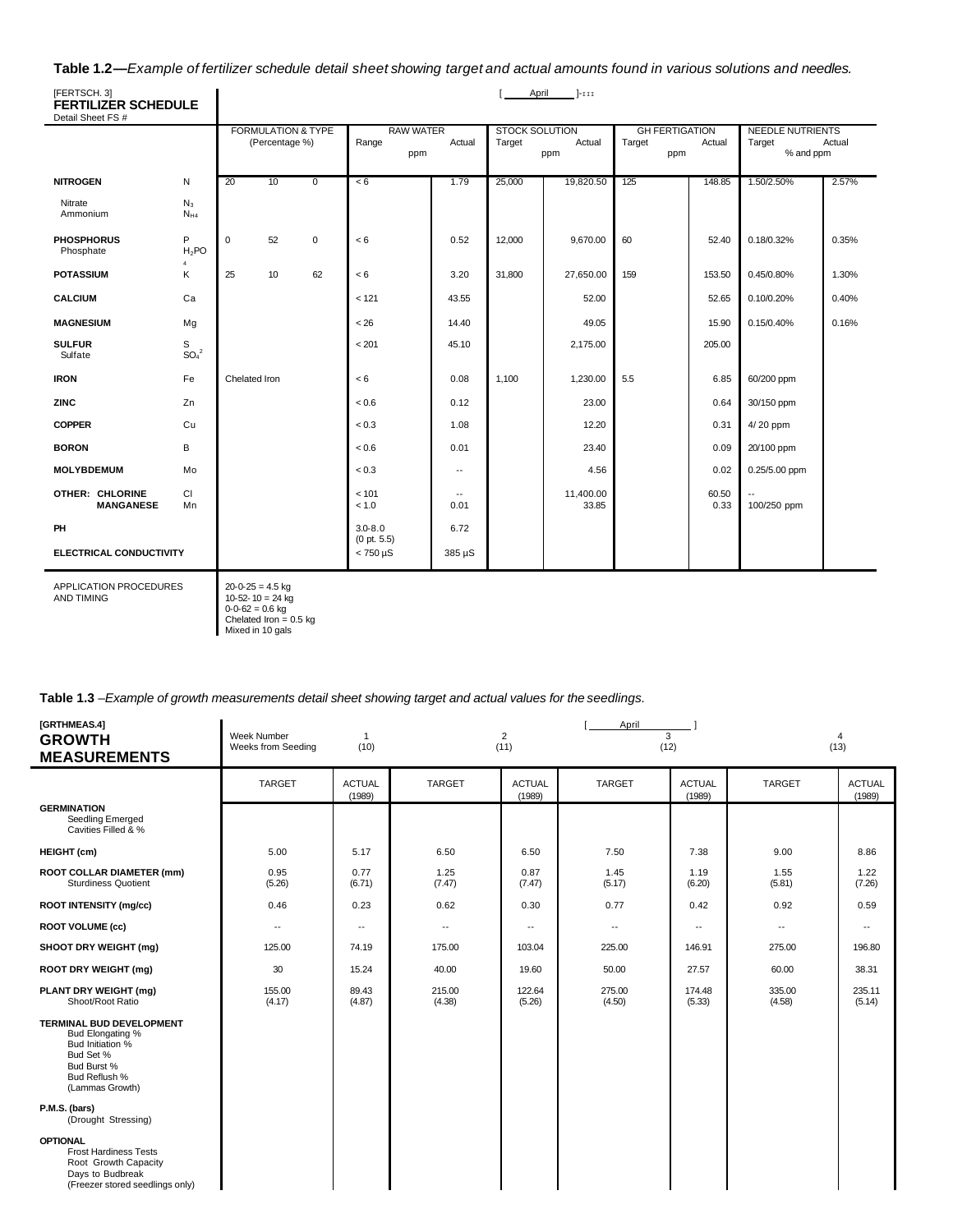**Table 1.2**—*Example of fertilizer schedule detail sheet showing target and actual amounts found in various solutions and needles.*

[FERTSCH. 3]
**FERTILIZER SCHEDULE**
Detail Sheet FS #

[ April ]-III

| | | FORMULATION & TYPE (Percentage %) | | | RAW WATER ppm Range | Actual | STOCK SOLUTION ppm Target | Actual | GH FERTIGATION ppm Target | Actual | NEEDLE NUTRIENTS % and ppm Target | Actual |
|---|---|---|---|---|---|---|---|---|---|---|---|---|
| **NITROGEN** | N | 20 | 10 | 0 | < 6 | 1.79 | 25,000 | 19,820.50 | 125 | 148.85 | 1.50/2.50% | 2.57% |
| Nitrate | $N_3$ | | | | | | | | | | | |
| Ammonium | $N_{H4}$ | | | | | | | | | | | |
| **PHOSPHORUS** | P | 0 | 52 | 0 | < 6 | 0.52 | 12,000 | 9,670.00 | 60 | 52.40 | 0.18/0.32% | 0.35% |
| Phosphate | $H_2PO_4$ | | | | | | | | | | | |
| **POTASSIUM** | K | 25 | 10 | 62 | < 6 | 3.20 | 31,800 | 27,650.00 | 159 | 153.50 | 0.45/0.80% | 1.30% |
| **CALCIUM** | Ca | | | | < 121 | 43.55 | | 52.00 | | 52.65 | 0.10/0.20% | 0.40% |
| **MAGNESIUM** | Mg | | | | < 26 | 14.40 | | 49.05 | | 15.90 | 0.15/0.40% | 0.16% |
| **SULFUR** | S | | | | < 201 | 45.10 | | 2,175.00 | | 205.00 | | |
| Sulfate | $SO_4^2$ | | | | | | | | | | | |
| **IRON** | Fe | Chelated Iron | | | < 6 | 0.08 | 1,100 | 1,230.00 | 5.5 | 6.85 | 60/200 ppm | |
| **ZINC** | Zn | | | | < 0.6 | 0.12 | | 23.00 | | 0.64 | 30/150 ppm | |
| **COPPER** | Cu | | | | < 0.3 | 1.08 | | 12.20 | | 0.31 | 4/ 20 ppm | |
| **BORON** | B | | | | < 0.6 | 0.01 | | 23.40 | | 0.09 | 20/100 ppm | |
| **MOLYBDEMUM** | Mo | | | | < 0.3 | -- | | 4.56 | | 0.02 | 0.25/5.00 ppm | |
| **OTHER: CHLORINE** | Cl | | | | < 101 | -- | | 11,400.00 | | 60.50 | -- | |
| **MANGANESE** | Mn | | | | < 1.0 | 0.01 | | 33.85 | | 0.33 | 100/250 ppm | |
| **PH** | | | | | 3.0-8.0 (0 pt. 5.5) | 6.72 | | | | | | |
| **ELECTRICAL CONDUCTIVITY** | | | | | < 750 µS | 385 µS | | | | | | |

APPLICATION PROCEDURES AND TIMING

20-0-25 = 4.5 kg
10-52- 10 = 24 kg
0-0-62 = 0.6 kg
Chelated Iron = 0.5 kg
Mixed in 10 gals

**Table 1.3** –*Example of growth measurements detail sheet showing target and actual values for the seedlings.*

[GRTHMEAS.4]
**GROWTH MEASUREMENTS**

[ April ]

| Week Number / Weeks from Seeding | 1 (10) | | 2 (11) | | 3 (12) | | 4 (13) | |
|---|---|---|---|---|---|---|---|---|
| | TARGET | ACTUAL (1989) | TARGET | ACTUAL (1989) | TARGET | ACTUAL (1989) | TARGET | ACTUAL (1989) |
| **GERMINATION** Seedling Emerged Cavities Filled & % | | | | | | | | |
| **HEIGHT (cm)** | 5.00 | 5.17 | 6.50 | 6.50 | 7.50 | 7.38 | 9.00 | 8.86 |
| **ROOT COLLAR DIAMETER (mm)** Sturdiness Quotient | 0.95 (5.26) | 0.77 (6.71) | 1.25 (7.47) | 0.87 (7.47) | 1.45 (5.17) | 1.19 (6.20) | 1.55 (5.81) | 1.22 (7.26) |
| **ROOT INTENSITY (mg/cc)** | 0.46 | 0.23 | 0.62 | 0.30 | 0.77 | 0.42 | 0.92 | 0.59 |
| **ROOT VOLUME (cc)** | -- | -- | -- | -- | -- | -- | -- | -- |
| **SHOOT DRY WEIGHT (mg)** | 125.00 | 74.19 | 175.00 | 103.04 | 225.00 | 146.91 | 275.00 | 196.80 |
| **ROOT DRY WEIGHT (mg)** | 30 | 15.24 | 40.00 | 19.60 | 50.00 | 27.57 | 60.00 | 38.31 |
| **PLANT DRY WEIGHT (mg)** Shoot/Root Ratio | 155.00 (4.17) | 89.43 (4.87) | 215.00 (4.38) | 122.64 (5.26) | 275.00 (4.50) | 174.48 (5.33) | 335.00 (4.58) | 235.11 (5.14) |
| **TERMINAL BUD DEVELOPMENT** Bud Elongating % Bud Initiation % Bud Set % Bud Burst % Bud Reflush % (Lammas Growth) | | | | | | | | |
| **P.M.S. (bars)** (Drought Stressing) | | | | | | | | |
| **OPTIONAL** Frost Hardiness Tests Root Growth Capacity Days to Budbreak (Freezer stored seedlings only) | | | | | | | | |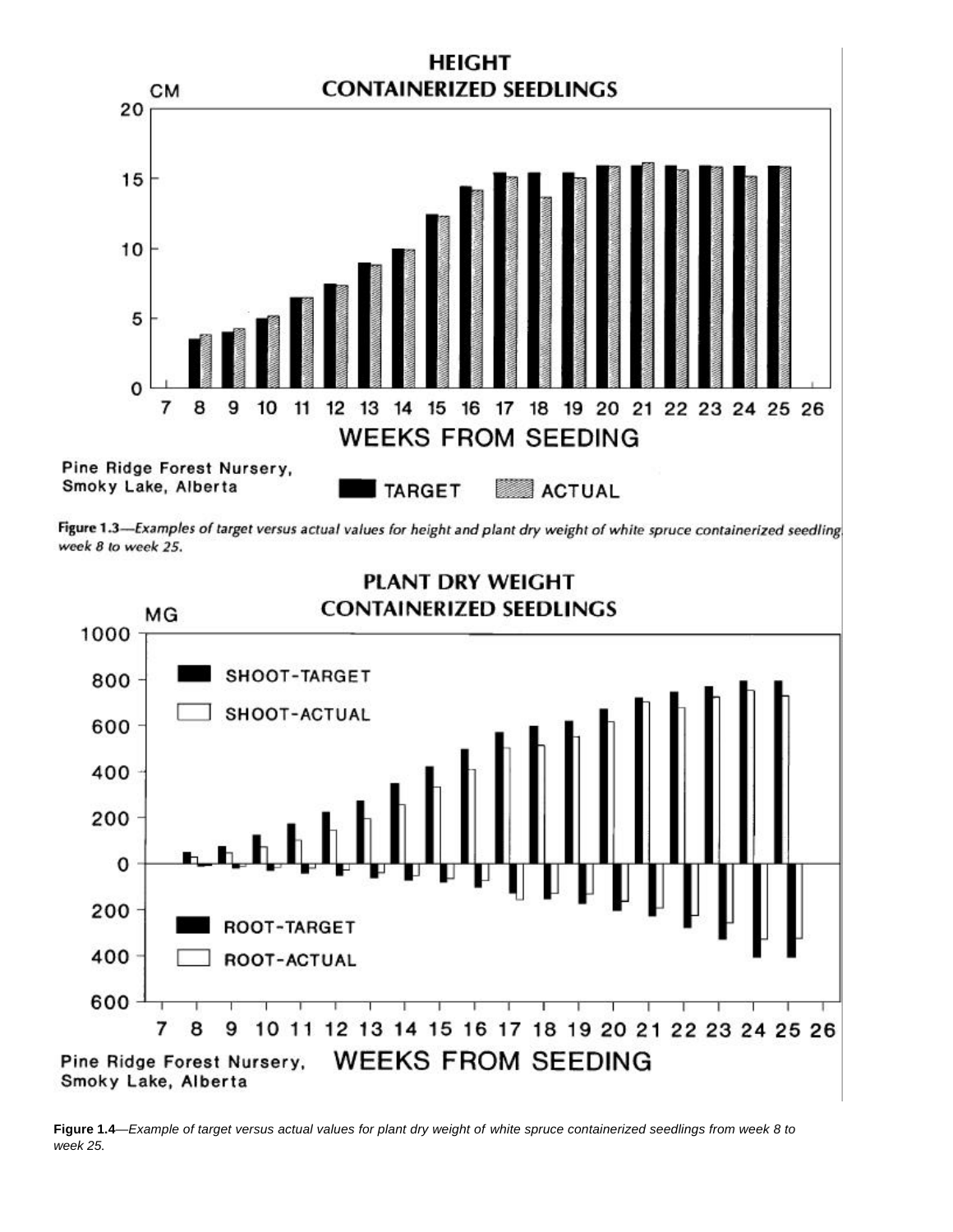Figure 1.3—*Examples of target versus actual values for height and plant dry weight of white spruce containerized seedling week 8 to week 25.*

**Figure 1.4**—*Example of target versus actual values for plant dry weight of white spruce containerized seedlings from week 8 to week 25.*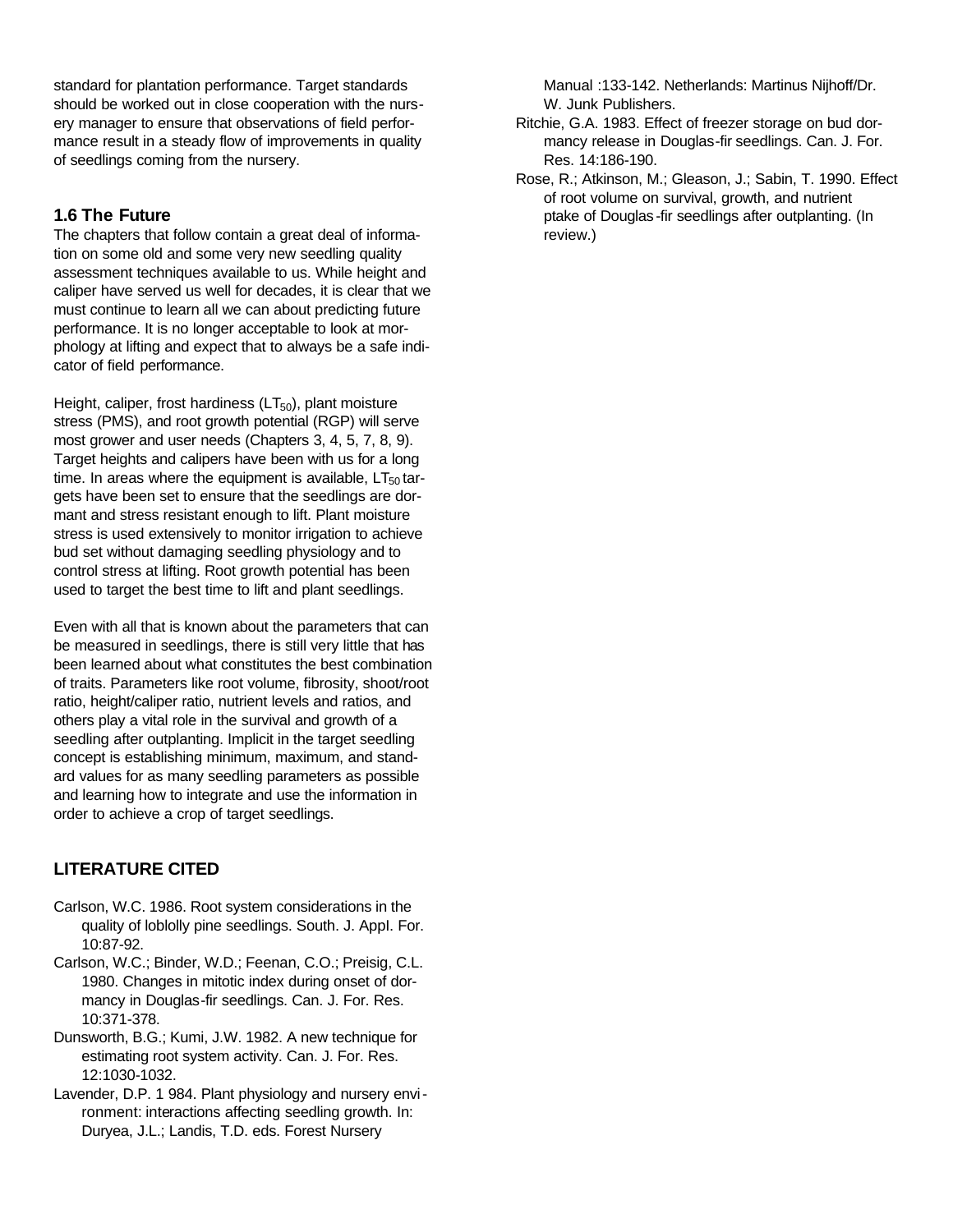standard for plantation performance. Target standards should be worked out in close cooperation with the nursery manager to ensure that observations of field performance result in a steady flow of improvements in quality of seedlings coming from the nursery.

### 1.6 The Future

The chapters that follow contain a great deal of information on some old and some very new seedling quality assessment techniques available to us. While height and caliper have served us well for decades, it is clear that we must continue to learn all we can about predicting future performance. It is no longer acceptable to look at morphology at lifting and expect that to always be a safe indicator of field performance.

Height, caliper, frost hardiness ($LT_{50}$), plant moisture stress (PMS), and root growth potential (RGP) will serve most grower and user needs (Chapters 3, 4, 5, 7, 8, 9). Target heights and calipers have been with us for a long time. In areas where the equipment is available, $LT_{50}$ targets have been set to ensure that the seedlings are dormant and stress resistant enough to lift. Plant moisture stress is used extensively to monitor irrigation to achieve bud set without damaging seedling physiology and to control stress at lifting. Root growth potential has been used to target the best time to lift and plant seedlings.

Even with all that is known about the parameters that can be measured in seedlings, there is still very little that has been learned about what constitutes the best combination of traits. Parameters like root volume, fibrosity, shoot/root ratio, height/caliper ratio, nutrient levels and ratios, and others play a vital role in the survival and growth of a seedling after outplanting. Implicit in the target seedling concept is establishing minimum, maximum, and standard values for as many seedling parameters as possible and learning how to integrate and use the information in order to achieve a crop of target seedlings.

## LITERATURE CITED

Carlson, W.C. 1986. Root system considerations in the quality of loblolly pine seedlings. South. J. Appl. For. 10:87-92.

Carlson, W.C.; Binder, W.D.; Feenan, C.O.; Preisig, C.L. 1980. Changes in mitotic index during onset of dormancy in Douglas-fir seedlings. Can. J. For. Res. 10:371-378.

Dunsworth, B.G.; Kumi, J.W. 1982. A new technique for estimating root system activity. Can. J. For. Res. 12:1030-1032.

Lavender, D.P. 1 984. Plant physiology and nursery environment: interactions affecting seedling growth. In: Duryea, J.L.; Landis, T.D. eds. Forest Nursery Manual :133-142. Netherlands: Martinus Nijhoff/Dr. W. Junk Publishers.

Ritchie, G.A. 1983. Effect of freezer storage on bud dormancy release in Douglas-fir seedlings. Can. J. For. Res. 14:186-190.

Rose, R.; Atkinson, M.; Gleason, J.; Sabin, T. 1990. Effect of root volume on survival, growth, and nutrient ptake of Douglas-fir seedlings after outplanting. (In review.)